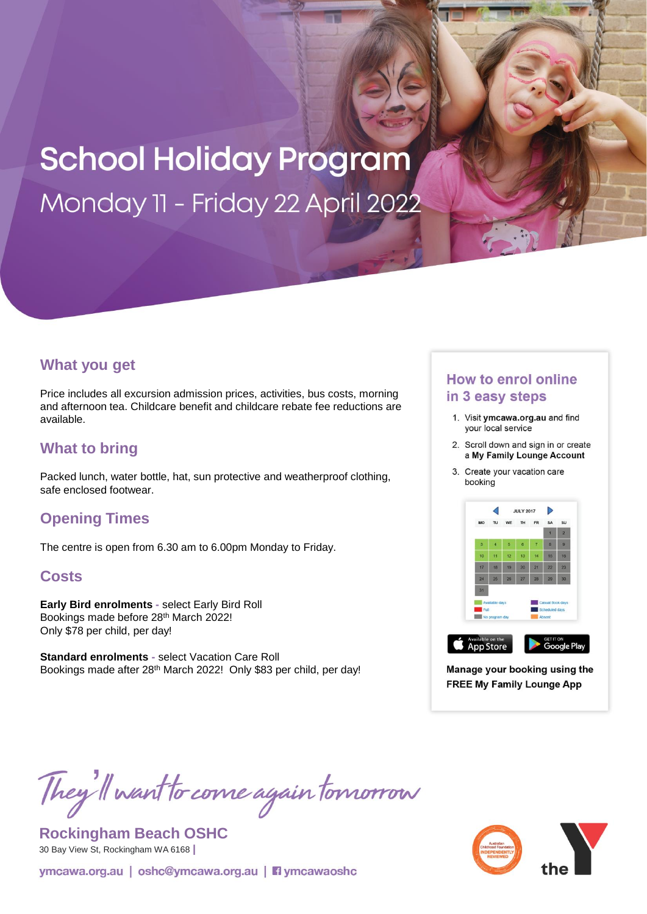# School Holiday Program

Monday 11 - Friday 22 April 2022

## What you get

Price includes all excursion admission prices, activities, bus costs, morning and afternoon tea. Childcare benefit and childcare rebate fee reductions are available.

## What to bring

Packed lunch, water bottle, hat, sun protective and weatherproof clothing, safe enclosed footwear.

## Opening Times

The centre is open from 6.30 am to 6.00pm Monday to Friday.

## Costs

**Early Bird enrolments** - select Early Bird Roll
Bookings made before 28th March 2022!
Only $78 per child, per day!

**Standard enrolments** - select Vacation Care Roll
Bookings made after 28th March 2022! Only $83 per child, per day!

## How to enrol online in 3 easy steps

1. Visit **ymcawa.org.au** and find your local service
2. Scroll down and sign in or create a **My Family Lounge Account**
3. Create your vacation care booking

**Manage your booking using the FREE My Family Lounge App**

*They'll want to come again tomorrow*

**Rockingham Beach OSHC**
30 Bay View St, Rockingham WA 6168 |

ymcawa.org.au | oshc@ymcawa.org.au | ymcawaoshc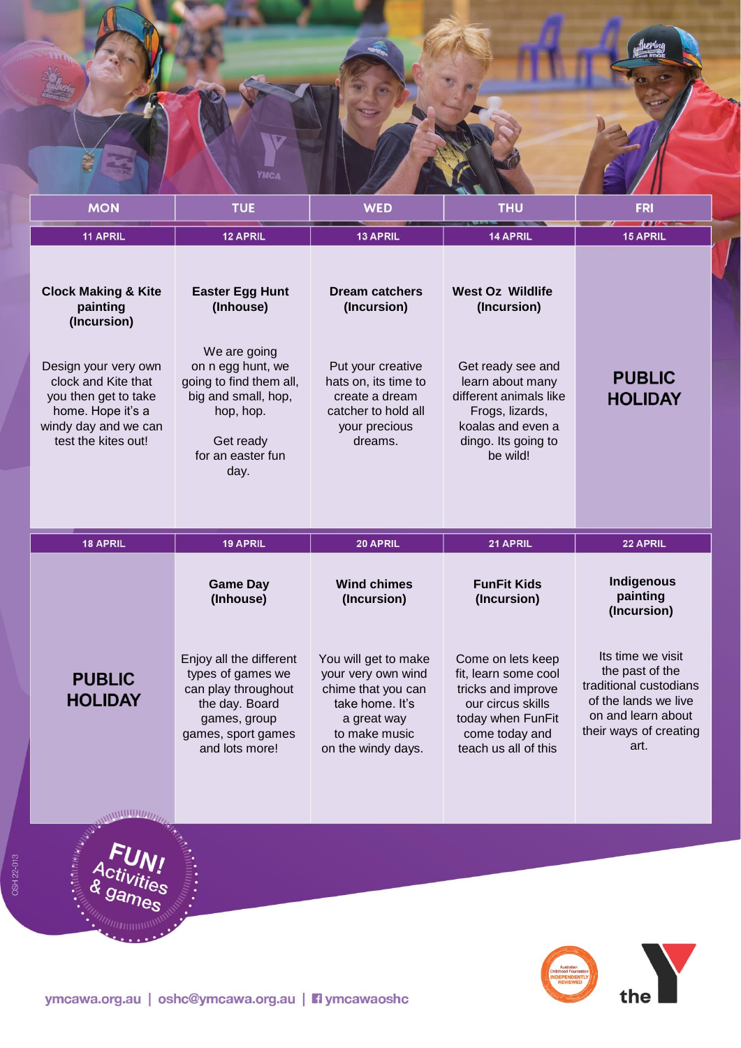| MON | TUE | WED | THU | FRI |
|---|---|---|---|---|
| **11 APRIL** | **12 APRIL** | **13 APRIL** | **14 APRIL** | **15 APRIL** |
| **Clock Making & Kite painting (Incursion)**<br><br>Design your very own clock and Kite that you then get to take home. Hope it's a windy day and we can test the kites out! | **Easter Egg Hunt (Inhouse)**<br><br>We are going on n egg hunt, we going to find them all, big and small, hop, hop, hop.<br><br>Get ready for an easter fun day. | **Dream catchers (Incursion)**<br><br>Put your creative hats on, its time to create a dream catcher to hold all your precious dreams. | **West Oz Wildlife (Incursion)**<br><br>Get ready see and learn about many different animals like Frogs, lizards, koalas and even a dingo. Its going to be wild! | **PUBLIC HOLIDAY** |
| **18 APRIL** | **19 APRIL** | **20 APRIL** | **21 APRIL** | **22 APRIL** |
| **PUBLIC HOLIDAY** | **Game Day (Inhouse)**<br><br>Enjoy all the different types of games we can play throughout the day. Board games, group games, sport games and lots more! | **Wind chimes (Incursion)**<br><br>You will get to make your very own wind chime that you can take home. It's a great way to make music on the windy days. | **FunFit Kids (Incursion)**<br><br>Come on lets keep fit, learn some cool tricks and improve our circus skills today when FunFit come today and teach us all of this | **Indigenous painting (Incursion)**<br><br>Its time we visit the past of the traditional custodians of the lands we live on and learn about their ways of creating art. |

FUN! Activities & games

OSH 22-013

ymcawa.org.au | oshc@ymcawa.org.au | ymcawaoshc

Australian Childhood Foundation INDEPENDENTLY REVIEWED

the Y